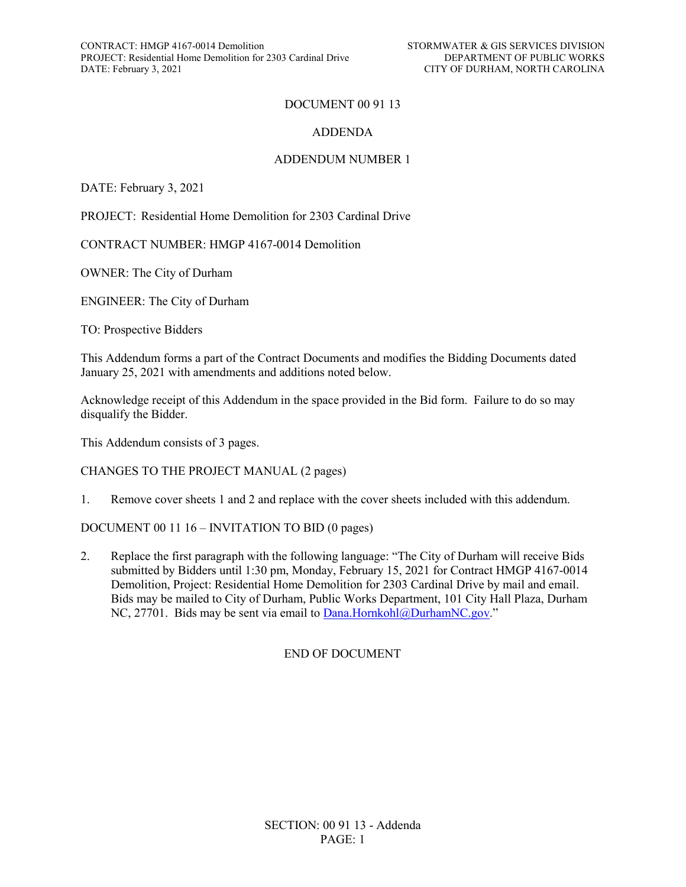# DOCUMENT 00 91 13

## ADDENDA

## ADDENDUM NUMBER 1

DATE: February 3, 2021

PROJECT: Residential Home Demolition for 2303 Cardinal Drive

CONTRACT NUMBER: HMGP 4167-0014 Demolition

OWNER: The City of Durham

ENGINEER: The City of Durham

TO: Prospective Bidders

This Addendum forms a part of the Contract Documents and modifies the Bidding Documents dated January 25, 2021 with amendments and additions noted below.

Acknowledge receipt of this Addendum in the space provided in the Bid form. Failure to do so may disqualify the Bidder.

This Addendum consists of 3 pages.

CHANGES TO THE PROJECT MANUAL (2 pages)

1. Remove cover sheets 1 and 2 and replace with the cover sheets included with this addendum.

DOCUMENT 00 11 16 – INVITATION TO BID (0 pages)

2. Replace the first paragraph with the following language: "The City of Durham will receive Bids submitted by Bidders until 1:30 pm, Monday, February 15, 2021 for Contract HMGP 4167-0014 Demolition, Project: Residential Home Demolition for 2303 Cardinal Drive by mail and email. Bids may be mailed to City of Durham, Public Works Department, 101 City Hall Plaza, Durham NC, 27701. Bids may be sent via email to Dana.Hornkohl@DurhamNC.gov."

END OF DOCUMENT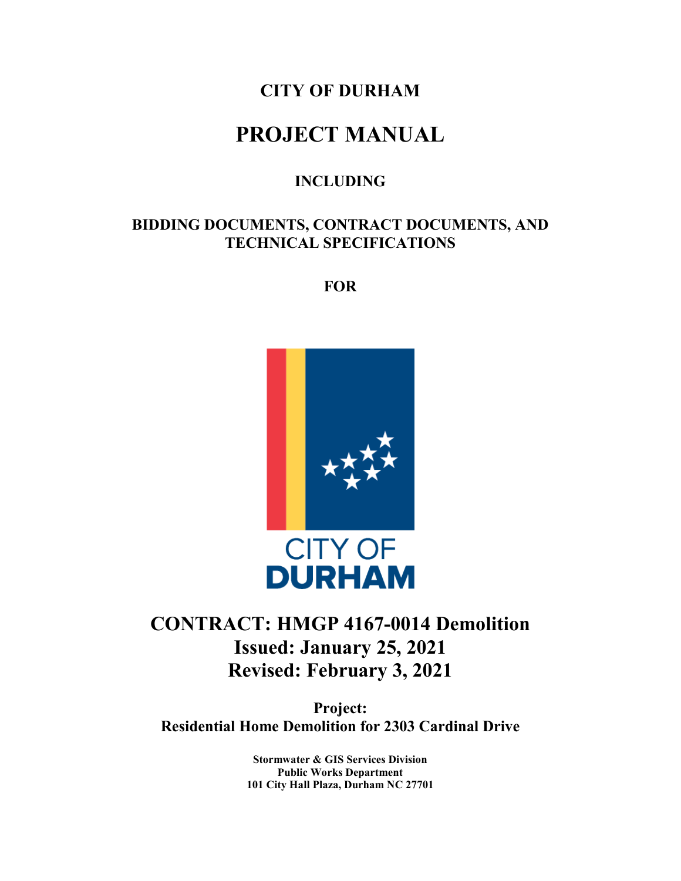# CITY OF DURHAM

# PROJECT MANUAL

### INCLUDING

### BIDDING DOCUMENTS, CONTRACT DOCUMENTS, AND TECHNICAL SPECIFICATIONS

### FOR

CITY OF
**DURHAM**

## CONTRACT: HMGP 4167-0014 Demolition
## Issued: January 25, 2021
## Revised: February 3, 2021

**Project:**
**Residential Home Demolition for 2303 Cardinal Drive**

**Stormwater & GIS Services Division**
**Public Works Department**
**101 City Hall Plaza, Durham NC 27701**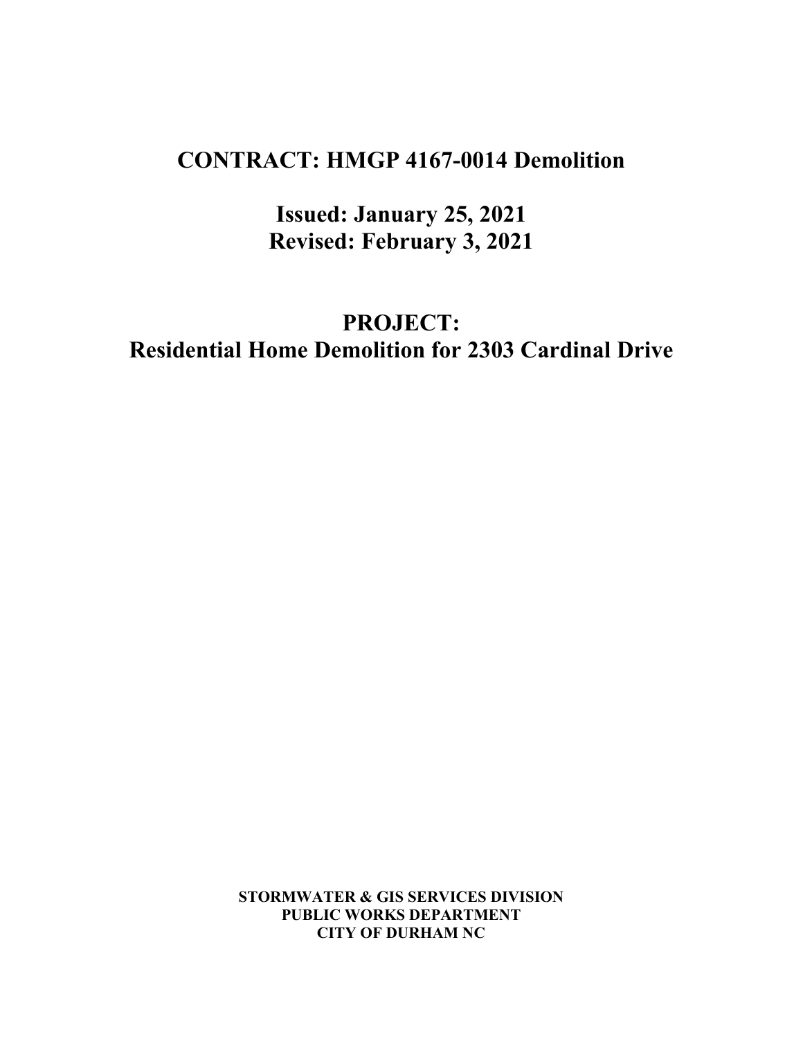# CONTRACT: HMGP 4167-0014 Demolition

## Issued: January 25, 2021
## Revised: February 3, 2021

# PROJECT:
# Residential Home Demolition for 2303 Cardinal Drive

**STORMWATER & GIS SERVICES DIVISION**
**PUBLIC WORKS DEPARTMENT**
**CITY OF DURHAM NC**